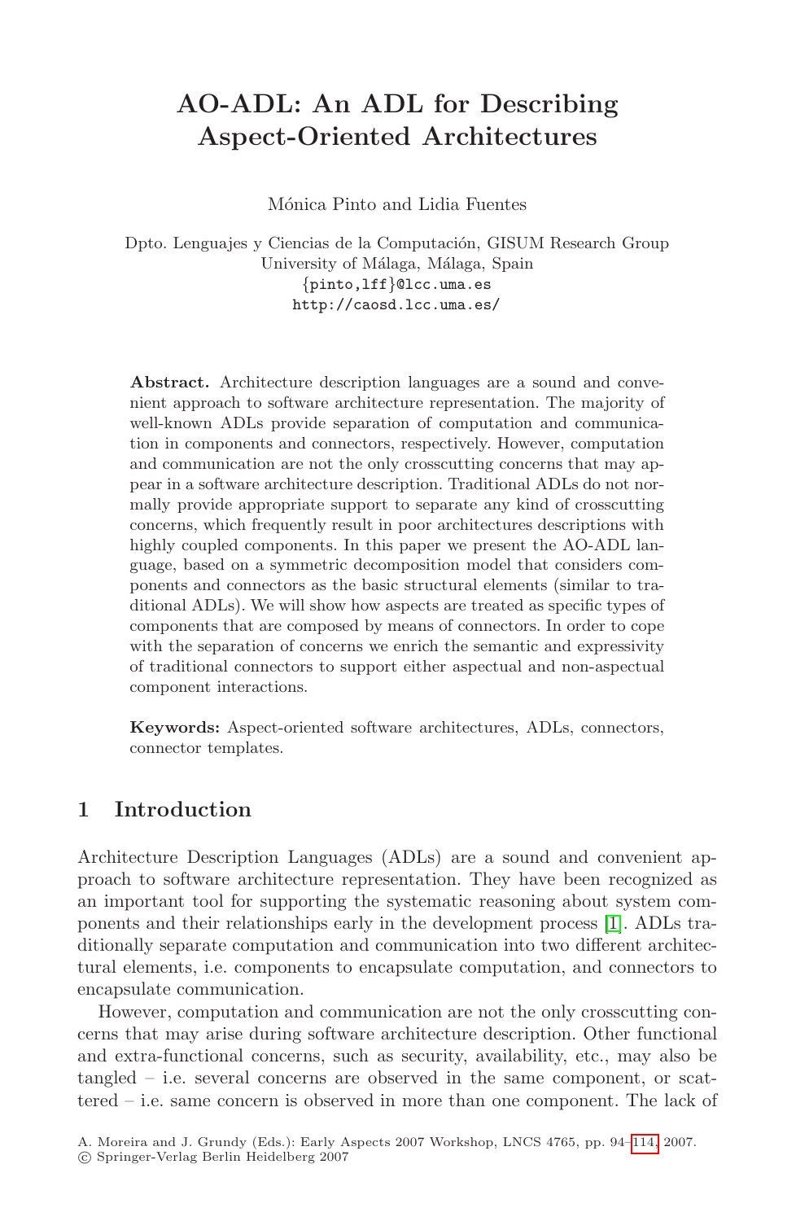# AO-ADL: An ADL for Describing Aspect-Oriented Architectures

Mónica Pinto and Lidia Fuentes

Dpto. Lenguajes y Ciencias de la Computación, GISUM Research Group
University of Málaga, Málaga, Spain
{pinto,lff}@lcc.uma.es
http://caosd.lcc.uma.es/

**Abstract.** Architecture description languages are a sound and convenient approach to software architecture representation. The majority of well-known ADLs provide separation of computation and communication in components and connectors, respectively. However, computation and communication are not the only crosscutting concerns that may appear in a software architecture description. Traditional ADLs do not normally provide appropriate support to separate any kind of crosscutting concerns, which frequently result in poor architectures descriptions with highly coupled components. In this paper we present the AO-ADL language, based on a symmetric decomposition model that considers components and connectors as the basic structural elements (similar to traditional ADLs). We will show how aspects are treated as specific types of components that are composed by means of connectors. In order to cope with the separation of concerns we enrich the semantic and expressivity of traditional connectors to support either aspectual and non-aspectual component interactions.

**Keywords:** Aspect-oriented software architectures, ADLs, connectors, connector templates.

## 1 Introduction

Architecture Description Languages (ADLs) are a sound and convenient approach to software architecture representation. They have been recognized as an important tool for supporting the systematic reasoning about system components and their relationships early in the development process [1]. ADLs traditionally separate computation and communication into two different architectural elements, i.e. components to encapsulate computation, and connectors to encapsulate communication.

However, computation and communication are not the only crosscutting concerns that may arise during software architecture description. Other functional and extra-functional concerns, such as security, availability, etc., may also be tangled – i.e. several concerns are observed in the same component, or scattered – i.e. same concern is observed in more than one component. The lack of

A. Moreira and J. Grundy (Eds.): Early Aspects 2007 Workshop, LNCS 4765, pp. 94–114, 2007.
© Springer-Verlag Berlin Heidelberg 2007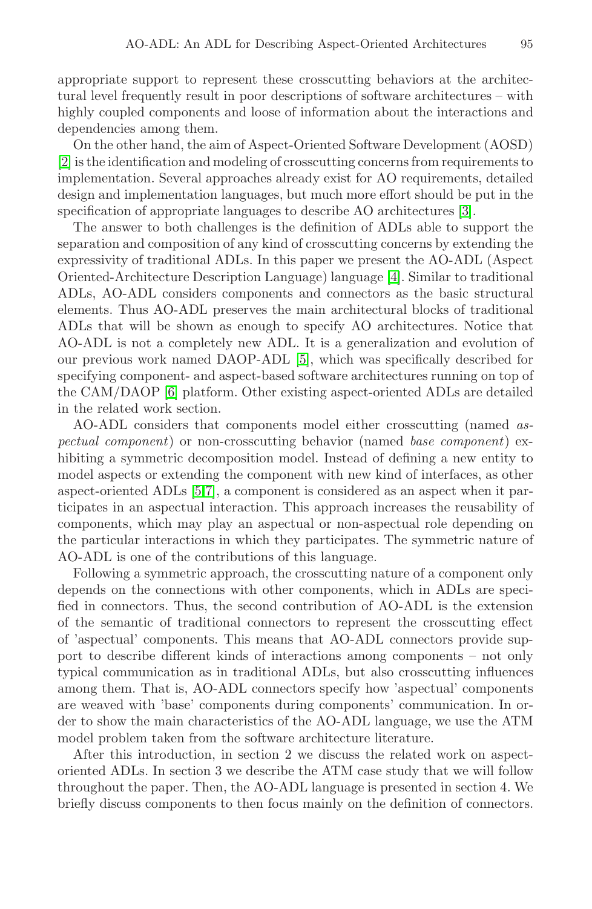appropriate support to represent these crosscutting behaviors at the architectural level frequently result in poor descriptions of software architectures – with highly coupled components and loose of information about the interactions and dependencies among them.

On the other hand, the aim of Aspect-Oriented Software Development (AOSD) [2] is the identification and modeling of crosscutting concerns from requirements to implementation. Several approaches already exist for AO requirements, detailed design and implementation languages, but much more effort should be put in the specification of appropriate languages to describe AO architectures [3].

The answer to both challenges is the definition of ADLs able to support the separation and composition of any kind of crosscutting concerns by extending the expressivity of traditional ADLs. In this paper we present the AO-ADL (Aspect Oriented-Architecture Description Language) language [4]. Similar to traditional ADLs, AO-ADL considers components and connectors as the basic structural elements. Thus AO-ADL preserves the main architectural blocks of traditional ADLs that will be shown as enough to specify AO architectures. Notice that AO-ADL is not a completely new ADL. It is a generalization and evolution of our previous work named DAOP-ADL [5], which was specifically described for specifying component- and aspect-based software architectures running on top of the CAM/DAOP [6] platform. Other existing aspect-oriented ADLs are detailed in the related work section.

AO-ADL considers that components model either crosscutting (named *aspectual component*) or non-crosscutting behavior (named *base component*) exhibiting a symmetric decomposition model. Instead of defining a new entity to model aspects or extending the component with new kind of interfaces, as other aspect-oriented ADLs [5,7], a component is considered as an aspect when it participates in an aspectual interaction. This approach increases the reusability of components, which may play an aspectual or non-aspectual role depending on the particular interactions in which they participates. The symmetric nature of AO-ADL is one of the contributions of this language.

Following a symmetric approach, the crosscutting nature of a component only depends on the connections with other components, which in ADLs are specified in connectors. Thus, the second contribution of AO-ADL is the extension of the semantic of traditional connectors to represent the crosscutting effect of 'aspectual' components. This means that AO-ADL connectors provide support to describe different kinds of interactions among components – not only typical communication as in traditional ADLs, but also crosscutting influences among them. That is, AO-ADL connectors specify how 'aspectual' components are weaved with 'base' components during components' communication. In order to show the main characteristics of the AO-ADL language, we use the ATM model problem taken from the software architecture literature.

After this introduction, in section 2 we discuss the related work on aspect-oriented ADLs. In section 3 we describe the ATM case study that we will follow throughout the paper. Then, the AO-ADL language is presented in section 4. We briefly discuss components to then focus mainly on the definition of connectors.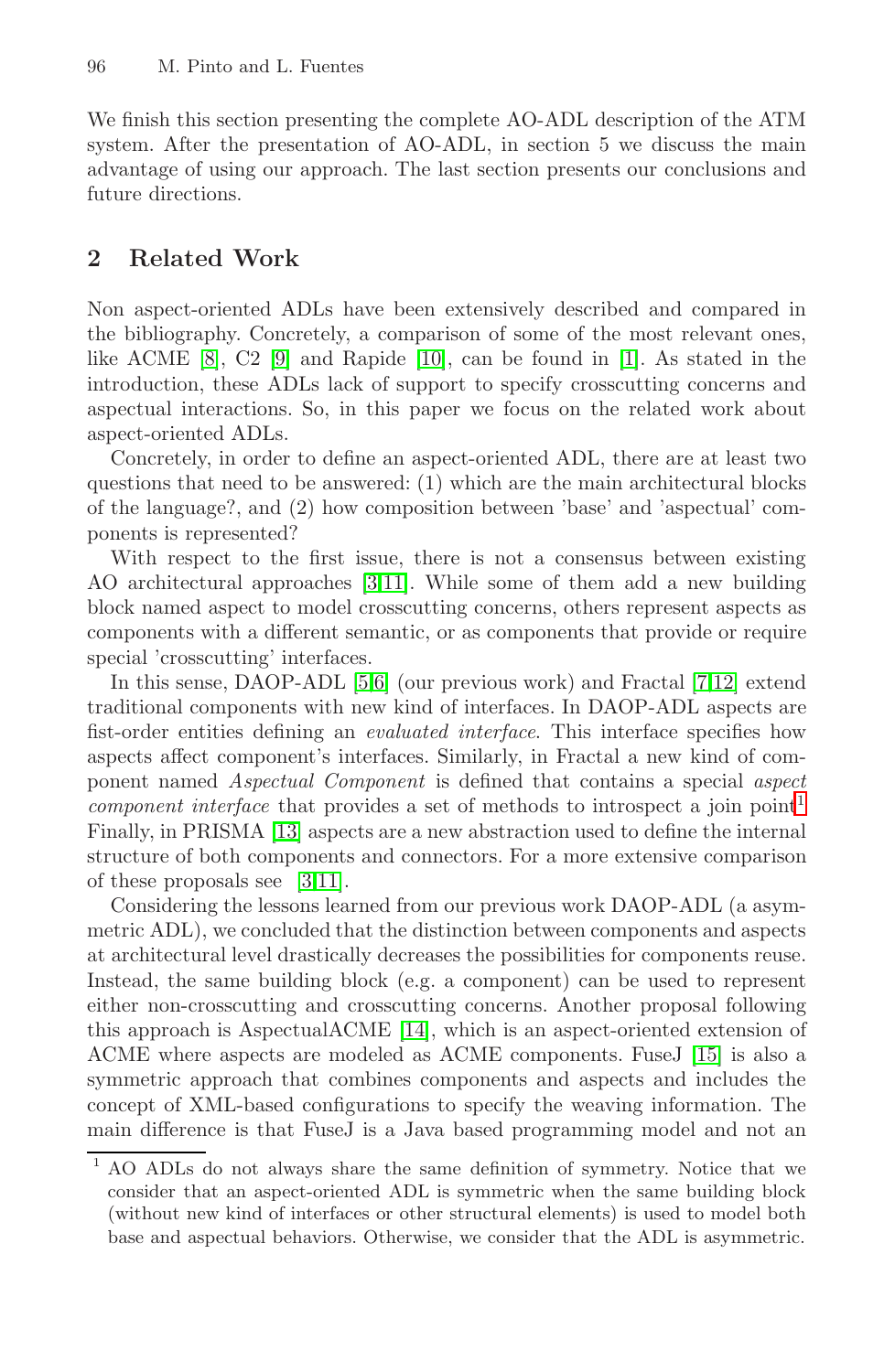We finish this section presenting the complete AO-ADL description of the ATM system. After the presentation of AO-ADL, in section 5 we discuss the main advantage of using our approach. The last section presents our conclusions and future directions.

## 2 Related Work

Non aspect-oriented ADLs have been extensively described and compared in the bibliography. Concretely, a comparison of some of the most relevant ones, like ACME [8], C2 [9] and Rapide [10], can be found in [1]. As stated in the introduction, these ADLs lack of support to specify crosscutting concerns and aspectual interactions. So, in this paper we focus on the related work about aspect-oriented ADLs.

Concretely, in order to define an aspect-oriented ADL, there are at least two questions that need to be answered: (1) which are the main architectural blocks of the language?, and (2) how composition between 'base' and 'aspectual' components is represented?

With respect to the first issue, there is not a consensus between existing AO architectural approaches [3,11]. While some of them add a new building block named aspect to model crosscutting concerns, others represent aspects as components with a different semantic, or as components that provide or require special 'crosscutting' interfaces.

In this sense, DAOP-ADL [5,6] (our previous work) and Fractal [7,12] extend traditional components with new kind of interfaces. In DAOP-ADL aspects are fist-order entities defining an *evaluated interface*. This interface specifies how aspects affect component's interfaces. Similarly, in Fractal a new kind of component named *Aspectual Component* is defined that contains a special *aspect component interface* that provides a set of methods to introspect a join point[1]. Finally, in PRISMA [13] aspects are a new abstraction used to define the internal structure of both components and connectors. For a more extensive comparison of these proposals see [3,11].

Considering the lessons learned from our previous work DAOP-ADL (a asymmetric ADL), we concluded that the distinction between components and aspects at architectural level drastically decreases the possibilities for components reuse. Instead, the same building block (e.g. a component) can be used to represent either non-crosscutting and crosscutting concerns. Another proposal following this approach is AspectualACME [14], which is an aspect-oriented extension of ACME where aspects are modeled as ACME components. FuseJ [15] is also a symmetric approach that combines components and aspects and includes the concept of XML-based configurations to specify the weaving information. The main difference is that FuseJ is a Java based programming model and not an

[1] AO ADLs do not always share the same definition of symmetry. Notice that we consider that an aspect-oriented ADL is symmetric when the same building block (without new kind of interfaces or other structural elements) is used to model both base and aspectual behaviors. Otherwise, we consider that the ADL is asymmetric.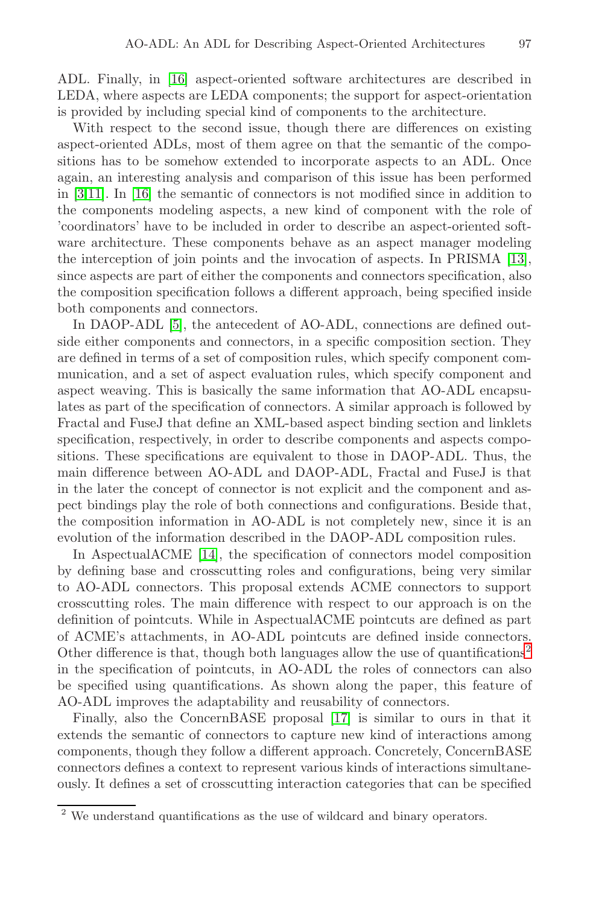ADL. Finally, in [16] aspect-oriented software architectures are described in LEDA, where aspects are LEDA components; the support for aspect-orientation is provided by including special kind of components to the architecture.

With respect to the second issue, though there are differences on existing aspect-oriented ADLs, most of them agree on that the semantic of the compositions has to be somehow extended to incorporate aspects to an ADL. Once again, an interesting analysis and comparison of this issue has been performed in [3,11]. In [16] the semantic of connectors is not modified since in addition to the components modeling aspects, a new kind of component with the role of 'coordinators' have to be included in order to describe an aspect-oriented software architecture. These components behave as an aspect manager modeling the interception of join points and the invocation of aspects. In PRISMA [13], since aspects are part of either the components and connectors specification, also the composition specification follows a different approach, being specified inside both components and connectors.

In DAOP-ADL [5], the antecedent of AO-ADL, connections are defined outside either components and connectors, in a specific composition section. They are defined in terms of a set of composition rules, which specify component communication, and a set of aspect evaluation rules, which specify component and aspect weaving. This is basically the same information that AO-ADL encapsulates as part of the specification of connectors. A similar approach is followed by Fractal and FuseJ that define an XML-based aspect binding section and linklets specification, respectively, in order to describe components and aspects compositions. These specifications are equivalent to those in DAOP-ADL. Thus, the main difference between AO-ADL and DAOP-ADL, Fractal and FuseJ is that in the later the concept of connector is not explicit and the component and aspect bindings play the role of both connections and configurations. Beside that, the composition information in AO-ADL is not completely new, since it is an evolution of the information described in the DAOP-ADL composition rules.

In AspectualACME [14], the specification of connectors model composition by defining base and crosscutting roles and configurations, being very similar to AO-ADL connectors. This proposal extends ACME connectors to support crosscutting roles. The main difference with respect to our approach is on the definition of pointcuts. While in AspectualACME pointcuts are defined as part of ACME's attachments, in AO-ADL pointcuts are defined inside connectors. Other difference is that, though both languages allow the use of quantifications[2] in the specification of pointcuts, in AO-ADL the roles of connectors can also be specified using quantifications. As shown along the paper, this feature of AO-ADL improves the adaptability and reusability of connectors.

Finally, also the ConcernBASE proposal [17] is similar to ours in that it extends the semantic of connectors to capture new kind of interactions among components, though they follow a different approach. Concretely, ConcernBASE connectors defines a context to represent various kinds of interactions simultaneously. It defines a set of crosscutting interaction categories that can be specified

[2] We understand quantifications as the use of wildcard and binary operators.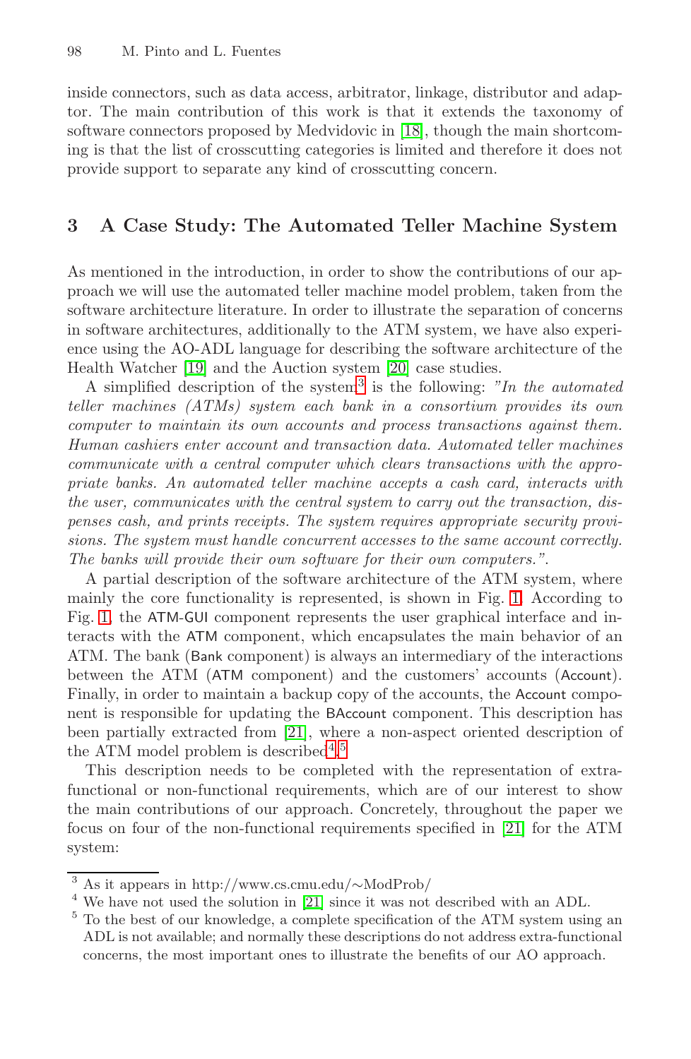inside connectors, such as data access, arbitrator, linkage, distributor and adaptor. The main contribution of this work is that it extends the taxonomy of software connectors proposed by Medvidovic in [18], though the main shortcoming is that the list of crosscutting categories is limited and therefore it does not provide support to separate any kind of crosscutting concern.

## 3 A Case Study: The Automated Teller Machine System

As mentioned in the introduction, in order to show the contributions of our approach we will use the automated teller machine model problem, taken from the software architecture literature. In order to illustrate the separation of concerns in software architectures, additionally to the ATM system, we have also experience using the AO-ADL language for describing the software architecture of the Health Watcher [19] and the Auction system [20] case studies.

A simplified description of the system[3] is the following: *"In the automated teller machines (ATMs) system each bank in a consortium provides its own computer to maintain its own accounts and process transactions against them. Human cashiers enter account and transaction data. Automated teller machines communicate with a central computer which clears transactions with the appropriate banks. An automated teller machine accepts a cash card, interacts with the user, communicates with the central system to carry out the transaction, dispenses cash, and prints receipts. The system requires appropriate security provisions. The system must handle concurrent accesses to the same account correctly. The banks will provide their own software for their own computers."*.

A partial description of the software architecture of the ATM system, where mainly the core functionality is represented, is shown in Fig. 1. According to Fig. 1, the ATM-GUI component represents the user graphical interface and interacts with the ATM component, which encapsulates the main behavior of an ATM. The bank (Bank component) is always an intermediary of the interactions between the ATM (ATM component) and the customers' accounts (Account). Finally, in order to maintain a backup copy of the accounts, the Account component is responsible for updating the BAccount component. This description has been partially extracted from [21], where a non-aspect oriented description of the ATM model problem is described[4],[5].

This description needs to be completed with the representation of extra-functional or non-functional requirements, which are of our interest to show the main contributions of our approach. Concretely, throughout the paper we focus on four of the non-functional requirements specified in [21] for the ATM system:

---

[3] As it appears in http://www.cs.cmu.edu/∼ModProb/

[4] We have not used the solution in [21] since it was not described with an ADL.

[5] To the best of our knowledge, a complete specification of the ATM system using an ADL is not available; and normally these descriptions do not address extra-functional concerns, the most important ones to illustrate the benefits of our AO approach.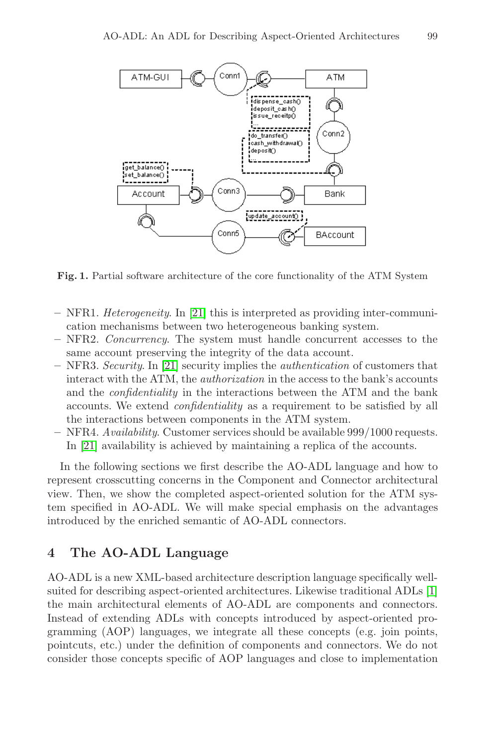**Fig. 1.** Partial software architecture of the core functionality of the ATM System

- NFR1. *Heterogeneity*. In [21] this is interpreted as providing inter-communication mechanisms between two heterogeneous banking system.
- NFR2. *Concurrency*. The system must handle concurrent accesses to the same account preserving the integrity of the data account.
- NFR3. *Security*. In [21] security implies the *authentication* of customers that interact with the ATM, the *authorization* in the access to the bank's accounts and the *confidentiality* in the interactions between the ATM and the bank accounts. We extend *confidentiality* as a requirement to be satisfied by all the interactions between components in the ATM system.
- NFR4. *Availability*. Customer services should be available 999/1000 requests. In [21] availability is achieved by maintaining a replica of the accounts.

In the following sections we first describe the AO-ADL language and how to represent crosscutting concerns in the Component and Connector architectural view. Then, we show the completed aspect-oriented solution for the ATM system specified in AO-ADL. We will make special emphasis on the advantages introduced by the enriched semantic of AO-ADL connectors.

## 4 The AO-ADL Language

AO-ADL is a new XML-based architecture description language specifically well-suited for describing aspect-oriented architectures. Likewise traditional ADLs [1] the main architectural elements of AO-ADL are components and connectors. Instead of extending ADLs with concepts introduced by aspect-oriented programming (AOP) languages, we integrate all these concepts (e.g. join points, pointcuts, etc.) under the definition of components and connectors. We do not consider those concepts specific of AOP languages and close to implementation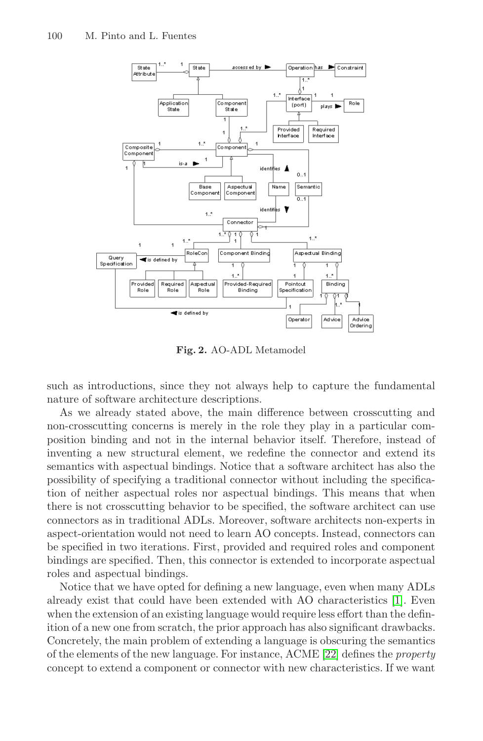**Fig. 2.** AO-ADL Metamodel

such as introductions, since they not always help to capture the fundamental nature of software architecture descriptions.

As we already stated above, the main difference between crosscutting and non-crosscutting concerns is merely in the role they play in a particular composition binding and not in the internal behavior itself. Therefore, instead of inventing a new structural element, we redefine the connector and extend its semantics with aspectual bindings. Notice that a software architect has also the possibility of specifying a traditional connector without including the specification of neither aspectual roles nor aspectual bindings. This means that when there is not crosscutting behavior to be specified, the software architect can use connectors as in traditional ADLs. Moreover, software architects non-experts in aspect-orientation would not need to learn AO concepts. Instead, connectors can be specified in two iterations. First, provided and required roles and component bindings are specified. Then, this connector is extended to incorporate aspectual roles and aspectual bindings.

Notice that we have opted for defining a new language, even when many ADLs already exist that could have been extended with AO characteristics [1]. Even when the extension of an existing language would require less effort than the definition of a new one from scratch, the prior approach has also significant drawbacks. Concretely, the main problem of extending a language is obscuring the semantics of the elements of the new language. For instance, ACME [22] defines the *property* concept to extend a component or connector with new characteristics. If we want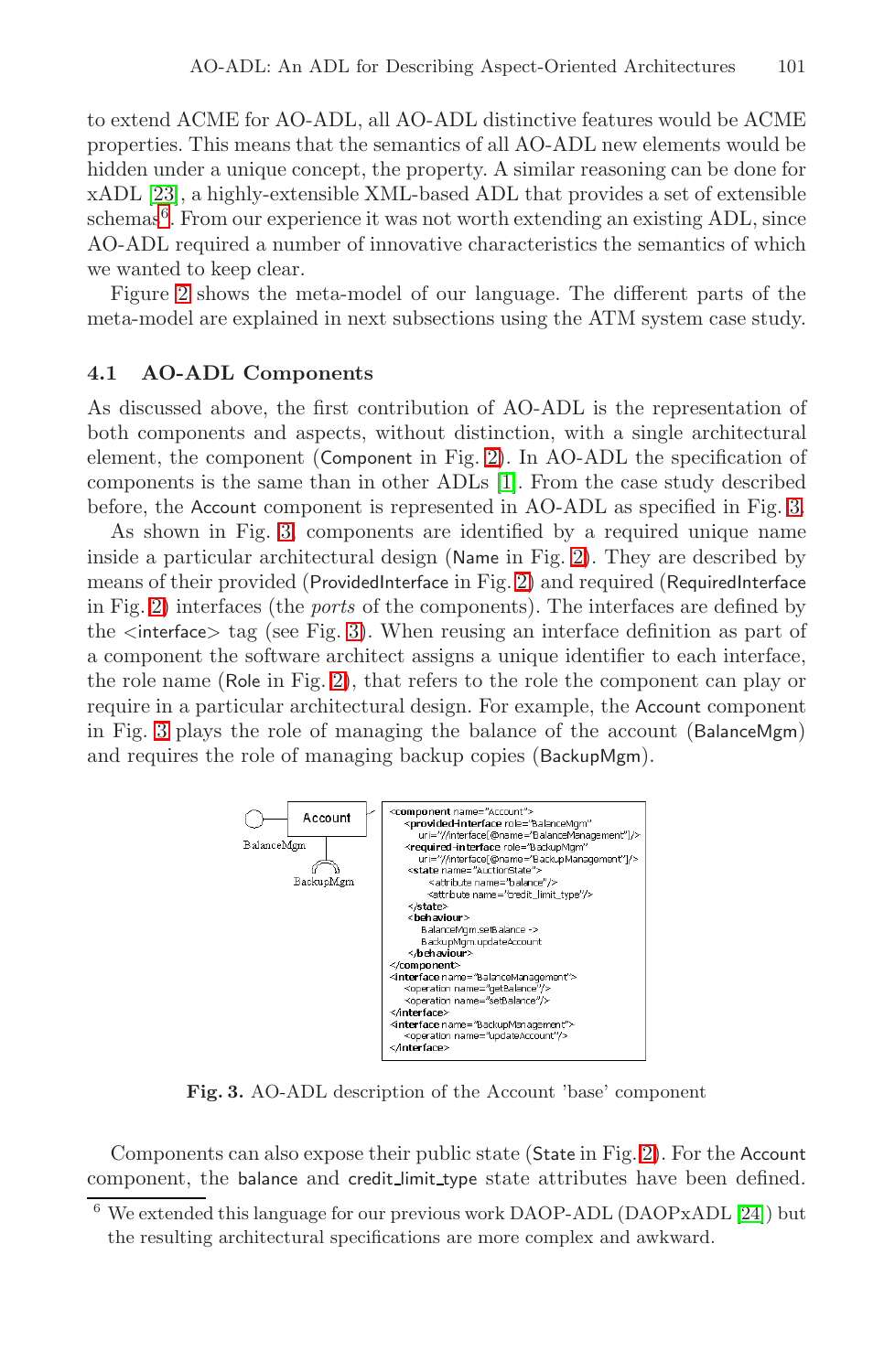to extend ACME for AO-ADL, all AO-ADL distinctive features would be ACME properties. This means that the semantics of all AO-ADL new elements would be hidden under a unique concept, the property. A similar reasoning can be done for xADL [23], a highly-extensible XML-based ADL that provides a set of extensible schemas[6]. From our experience it was not worth extending an existing ADL, since AO-ADL required a number of innovative characteristics the semantics of which we wanted to keep clear.

Figure 2 shows the meta-model of our language. The different parts of the meta-model are explained in next subsections using the ATM system case study.

### 4.1 AO-ADL Components

As discussed above, the first contribution of AO-ADL is the representation of both components and aspects, without distinction, with a single architectural element, the component (Component in Fig. 2). In AO-ADL the specification of components is the same than in other ADLs [1]. From the case study described before, the Account component is represented in AO-ADL as specified in Fig. 3.

As shown in Fig. 3, components are identified by a required unique name inside a particular architectural design (Name in Fig. 2). They are described by means of their provided (ProvidedInterface in Fig. 2) and required (RequiredInterface in Fig. 2) interfaces (the *ports* of the components). The interfaces are defined by the <interface> tag (see Fig. 3). When reusing an interface definition as part of a component the software architect assigns a unique identifier to each interface, the role name (Role in Fig. 2), that refers to the role the component can play or require in a particular architectural design. For example, the Account component in Fig. 3 plays the role of managing the balance of the account (BalanceMgm) and requires the role of managing backup copies (BackupMgm).

```
<component name="Account">
  <provided-interface role="BalanceMgm"
    uri="//interface[@name="BalanceManagement"]/>
  <required-interface role="BackupMgm"
    uri="//interface[@name="BackupManagement"]/>
  <state name="AuctionState">
      <attribute name="balance"/>
      <attribute name="credit_limit_type"/>
  </state>
  <behaviour>
      BalanceMgm.setBalance ->
      BackupMgm.updateAccount
  </behaviour>
</component>
<interface name="BalanceManagement">
  <operation name="getBalance"/>
  <operation name="setBalance"/>
</interface>
<interface name="BackupManagement">
  <operation name="updateAccount"/>
</interface>
```

**Fig. 3.** AO-ADL description of the Account 'base' component

Components can also expose their public state (State in Fig. 2). For the Account component, the balance and credit_limit_type state attributes have been defined.

---

[6] We extended this language for our previous work DAOP-ADL (DAOPxADL [24]) but the resulting architectural specifications are more complex and awkward.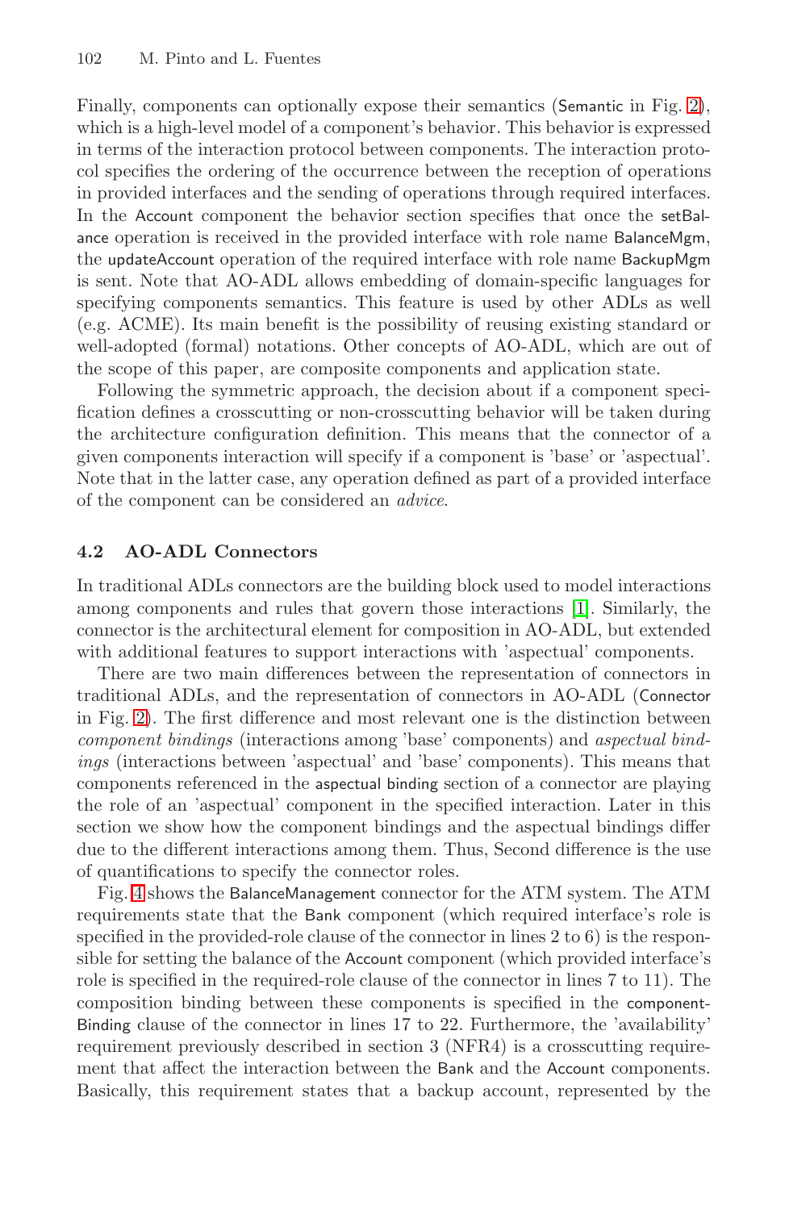Finally, components can optionally expose their semantics (Semantic in Fig. 2), which is a high-level model of a component's behavior. This behavior is expressed in terms of the interaction protocol between components. The interaction protocol specifies the ordering of the occurrence between the reception of operations in provided interfaces and the sending of operations through required interfaces. In the Account component the behavior section specifies that once the setBalance operation is received in the provided interface with role name BalanceMgm, the updateAccount operation of the required interface with role name BackupMgm is sent. Note that AO-ADL allows embedding of domain-specific languages for specifying components semantics. This feature is used by other ADLs as well (e.g. ACME). Its main benefit is the possibility of reusing existing standard or well-adopted (formal) notations. Other concepts of AO-ADL, which are out of the scope of this paper, are composite components and application state.

Following the symmetric approach, the decision about if a component specification defines a crosscutting or non-crosscutting behavior will be taken during the architecture configuration definition. This means that the connector of a given components interaction will specify if a component is 'base' or 'aspectual'. Note that in the latter case, any operation defined as part of a provided interface of the component can be considered an *advice*.

### 4.2 AO-ADL Connectors

In traditional ADLs connectors are the building block used to model interactions among components and rules that govern those interactions [1]. Similarly, the connector is the architectural element for composition in AO-ADL, but extended with additional features to support interactions with 'aspectual' components.

There are two main differences between the representation of connectors in traditional ADLs, and the representation of connectors in AO-ADL (Connector in Fig. 2). The first difference and most relevant one is the distinction between *component bindings* (interactions among 'base' components) and *aspectual bindings* (interactions between 'aspectual' and 'base' components). This means that components referenced in the aspectual binding section of a connector are playing the role of an 'aspectual' component in the specified interaction. Later in this section we show how the component bindings and the aspectual bindings differ due to the different interactions among them. Thus, Second difference is the use of quantifications to specify the connector roles.

Fig. 4 shows the BalanceManagement connector for the ATM system. The ATM requirements state that the Bank component (which required interface's role is specified in the provided-role clause of the connector in lines 2 to 6) is the responsible for setting the balance of the Account component (which provided interface's role is specified in the required-role clause of the connector in lines 7 to 11). The composition binding between these components is specified in the componentBinding clause of the connector in lines 17 to 22. Furthermore, the 'availability' requirement previously described in section 3 (NFR4) is a crosscutting requirement that affect the interaction between the Bank and the Account components. Basically, this requirement states that a backup account, represented by the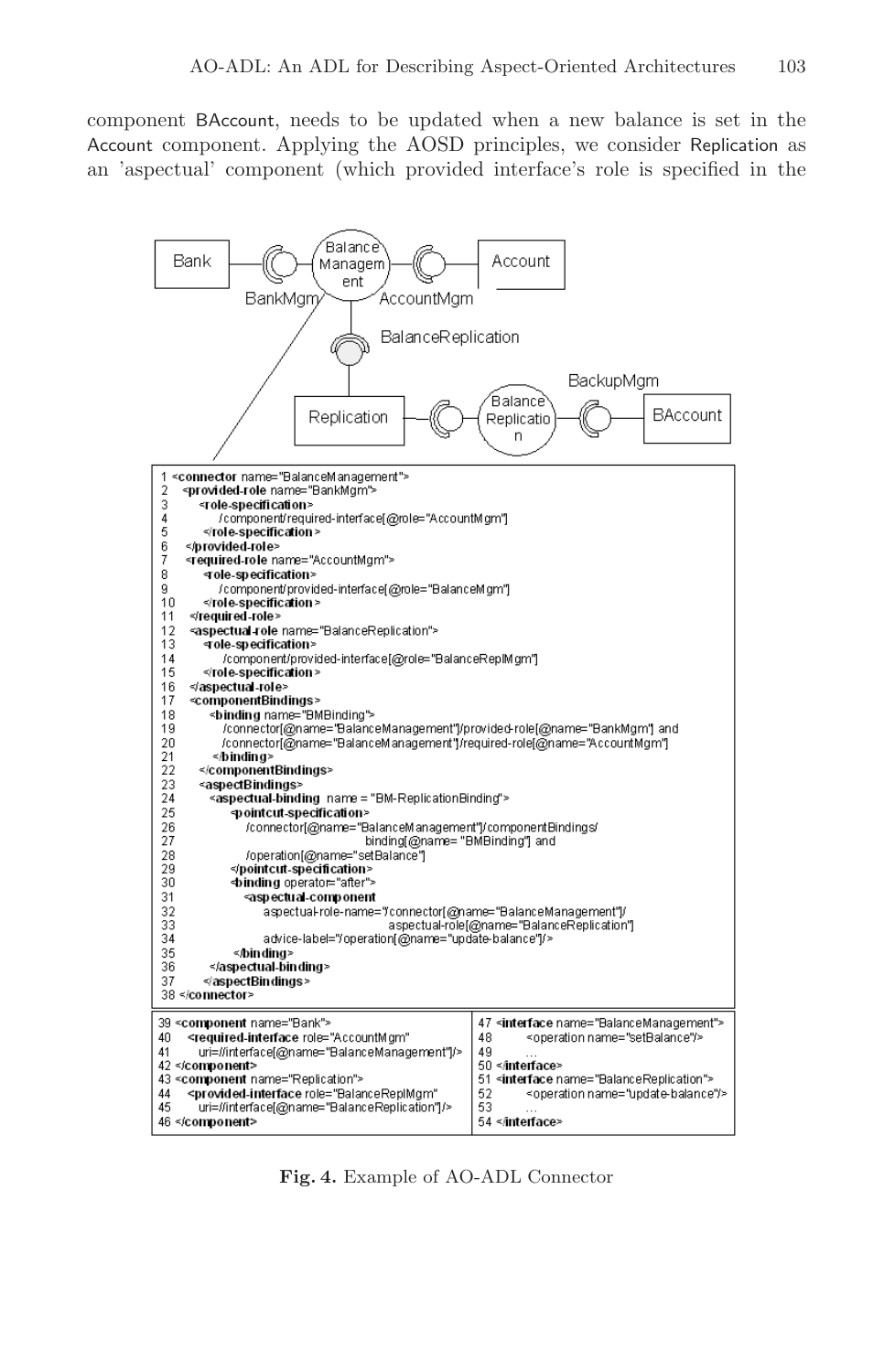component BAccount, needs to be updated when a new balance is set in the Account component. Applying the AOSD principles, we consider Replication as an 'aspectual' component (which provided interface's role is specified in the

```
1 <connector name="BalanceManagement">
2   <provided-role name="BankMgm">
3     <role-specification>
4       /component/required-interface[@role="AccountMgm"]
5     </role-specification>
6   </provided-role>
7   <required-role name="AccountMgm">
8     <role-specification>
9       /component/provided-interface[@role="BalanceMgm"]
10    </role-specification>
11  </required-role>
12  <aspectual-role name="BalanceReplication">
13    <role-specification>
14      /component/provided-interface[@role="BalanceReplMgm"]
15    </role-specification>
16  </aspectual-role>
17  <componentBindings>
18    <binding name="BMBinding">
19      /connector[@name="BalanceManagement"]/provided-role[@name="BankMgm"] and
20      /connector[@name="BalanceManagement"]/required-role[@name="AccountMgm"]
21    </binding>
22  </componentBindings>
23  <aspectBindings>
24    <aspectual-binding name = "BM-ReplicationBinding">
25      <pointcut-specification>
26        /connector[@name="BalanceManagement"]/componentBindings/
27                          binding[@name= "BMBinding"] and
28        /operation[@name="setBalance"]
29      </pointcut-specification>
30      <binding operator="after">
31        <aspectual-component
32          aspectual-role-name="/connector[@name="BalanceManagement"]/
33                          aspectual-role[@name="BalanceReplication"]
34          advice-label="/operation[@name="update-balance"]/>
35      </binding>
36    </aspectual-binding>
37  </aspectBindings>
38 </connector>
```

```
39 <component name="Bank">
40   <required-interface role="AccountMgm"
41     uri=//interface[@name="BalanceManagement"]/>
42 </component>
43 <component name="Replication">
44   <provided-interface role="BalanceReplMgm"
45     uri=//interface[@name="BalanceReplication"]/>
46 </component>
```

```
47 <interface name="BalanceManagement">
48   <operation name="setBalance"/>
49   ...
50 </interface>
51 <interface name="BalanceReplication">
52   <operation name="update-balance"/>
53   ...
54 </interface>
```

**Fig. 4.** Example of AO-ADL Connector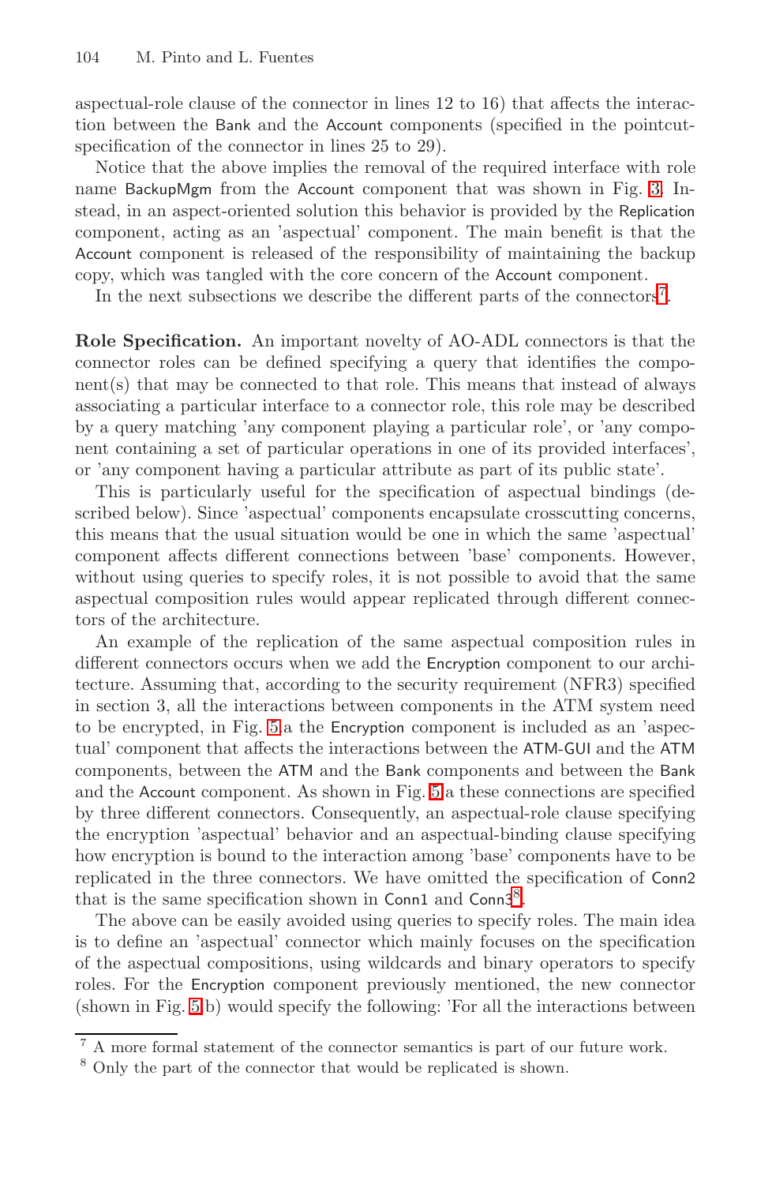aspectual-role clause of the connector in lines 12 to 16) that affects the interaction between the Bank and the Account components (specified in the pointcut-specification of the connector in lines 25 to 29).

Notice that the above implies the removal of the required interface with role name BackupMgm from the Account component that was shown in Fig. 3. Instead, in an aspect-oriented solution this behavior is provided by the Replication component, acting as an 'aspectual' component. The main benefit is that the Account component is released of the responsibility of maintaining the backup copy, which was tangled with the core concern of the Account component.

In the next subsections we describe the different parts of the connectors[7].

**Role Specification.** An important novelty of AO-ADL connectors is that the connector roles can be defined specifying a query that identifies the component(s) that may be connected to that role. This means that instead of always associating a particular interface to a connector role, this role may be described by a query matching 'any component playing a particular role', or 'any component containing a set of particular operations in one of its provided interfaces', or 'any component having a particular attribute as part of its public state'.

This is particularly useful for the specification of aspectual bindings (described below). Since 'aspectual' components encapsulate crosscutting concerns, this means that the usual situation would be one in which the same 'aspectual' component affects different connections between 'base' components. However, without using queries to specify roles, it is not possible to avoid that the same aspectual composition rules would appear replicated through different connectors of the architecture.

An example of the replication of the same aspectual composition rules in different connectors occurs when we add the Encryption component to our architecture. Assuming that, according to the security requirement (NFR3) specified in section 3, all the interactions between components in the ATM system need to be encrypted, in Fig. 5.a the Encryption component is included as an 'aspectual' component that affects the interactions between the ATM-GUI and the ATM components, between the ATM and the Bank components and between the Bank and the Account component. As shown in Fig. 5.a these connections are specified by three different connectors. Consequently, an aspectual-role clause specifying the encryption 'aspectual' behavior and an aspectual-binding clause specifying how encryption is bound to the interaction among 'base' components have to be replicated in the three connectors. We have omitted the specification of Conn2 that is the same specification shown in Conn1 and Conn3[8].

The above can be easily avoided using queries to specify roles. The main idea is to define an 'aspectual' connector which mainly focuses on the specification of the aspectual compositions, using wildcards and binary operators to specify roles. For the Encryption component previously mentioned, the new connector (shown in Fig. 5.b) would specify the following: 'For all the interactions between

[7] A more formal statement of the connector semantics is part of our future work.

[8] Only the part of the connector that would be replicated is shown.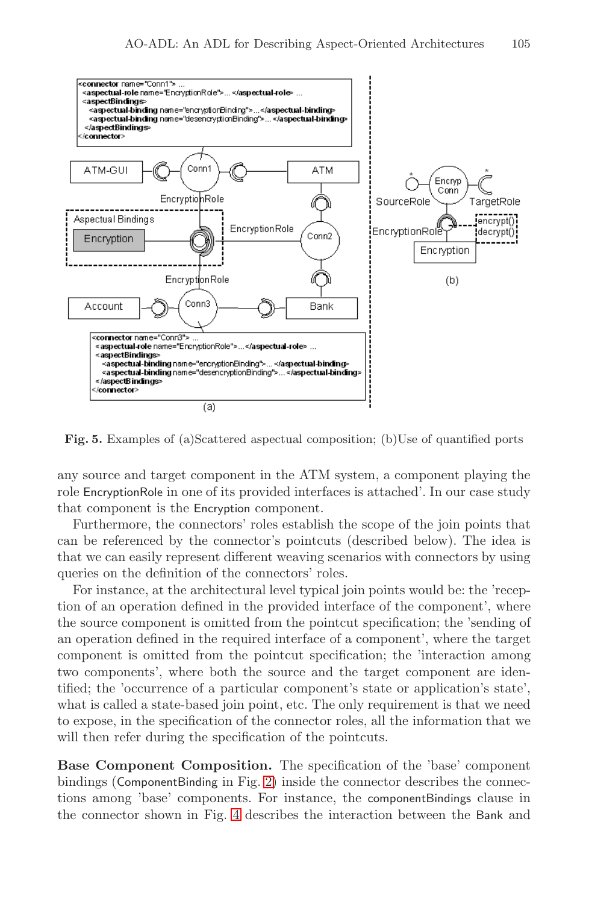**Fig. 5.** Examples of (a)Scattered aspectual composition; (b)Use of quantified ports

any source and target component in the ATM system, a component playing the role EncryptionRole in one of its provided interfaces is attached'. In our case study that component is the Encryption component.

Furthermore, the connectors' roles establish the scope of the join points that can be referenced by the connector's pointcuts (described below). The idea is that we can easily represent different weaving scenarios with connectors by using queries on the definition of the connectors' roles.

For instance, at the architectural level typical join points would be: the 'reception of an operation defined in the provided interface of the component', where the source component is omitted from the pointcut specification; the 'sending of an operation defined in the required interface of a component', where the target component is omitted from the pointcut specification; the 'interaction among two components', where both the source and the target component are identified; the 'occurrence of a particular component's state or application's state', what is called a state-based join point, etc. The only requirement is that we need to expose, in the specification of the connector roles, all the information that we will then refer during the specification of the pointcuts.

**Base Component Composition.** The specification of the 'base' component bindings (ComponentBinding in Fig. 2) inside the connector describes the connections among 'base' components. For instance, the componentBindings clause in the connector shown in Fig. 4 describes the interaction between the Bank and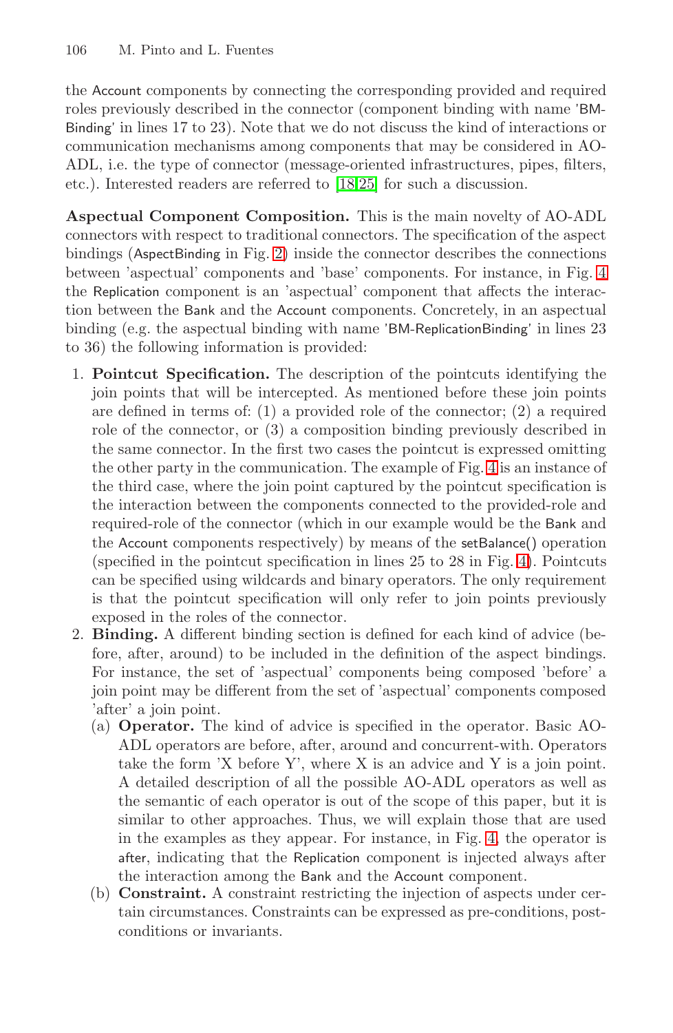the Account components by connecting the corresponding provided and required roles previously described in the connector (component binding with name 'BM-Binding' in lines 17 to 23). Note that we do not discuss the kind of interactions or communication mechanisms among components that may be considered in AO-ADL, i.e. the type of connector (message-oriented infrastructures, pipes, filters, etc.). Interested readers are referred to [18,25] for such a discussion.

**Aspectual Component Composition.** This is the main novelty of AO-ADL connectors with respect to traditional connectors. The specification of the aspect bindings (AspectBinding in Fig. 2) inside the connector describes the connections between 'aspectual' components and 'base' components. For instance, in Fig. 4 the Replication component is an 'aspectual' component that affects the interaction between the Bank and the Account components. Concretely, in an aspectual binding (e.g. the aspectual binding with name 'BM-ReplicationBinding' in lines 23 to 36) the following information is provided:

1. **Pointcut Specification.** The description of the pointcuts identifying the join points that will be intercepted. As mentioned before these join points are defined in terms of: (1) a provided role of the connector; (2) a required role of the connector, or (3) a composition binding previously described in the same connector. In the first two cases the pointcut is expressed omitting the other party in the communication. The example of Fig. 4 is an instance of the third case, where the join point captured by the pointcut specification is the interaction between the components connected to the provided-role and required-role of the connector (which in our example would be the Bank and the Account components respectively) by means of the setBalance() operation (specified in the pointcut specification in lines 25 to 28 in Fig. 4). Pointcuts can be specified using wildcards and binary operators. The only requirement is that the pointcut specification will only refer to join points previously exposed in the roles of the connector.
2. **Binding.** A different binding section is defined for each kind of advice (before, after, around) to be included in the definition of the aspect bindings. For instance, the set of 'aspectual' components being composed 'before' a join point may be different from the set of 'aspectual' components composed 'after' a join point.
   (a) **Operator.** The kind of advice is specified in the operator. Basic AO-ADL operators are before, after, around and concurrent-with. Operators take the form 'X before Y', where X is an advice and Y is a join point. A detailed description of all the possible AO-ADL operators as well as the semantic of each operator is out of the scope of this paper, but it is similar to other approaches. Thus, we will explain those that are used in the examples as they appear. For instance, in Fig. 4, the operator is after, indicating that the Replication component is injected always after the interaction among the Bank and the Account component.
   (b) **Constraint.** A constraint restricting the injection of aspects under certain circumstances. Constraints can be expressed as pre-conditions, post-conditions or invariants.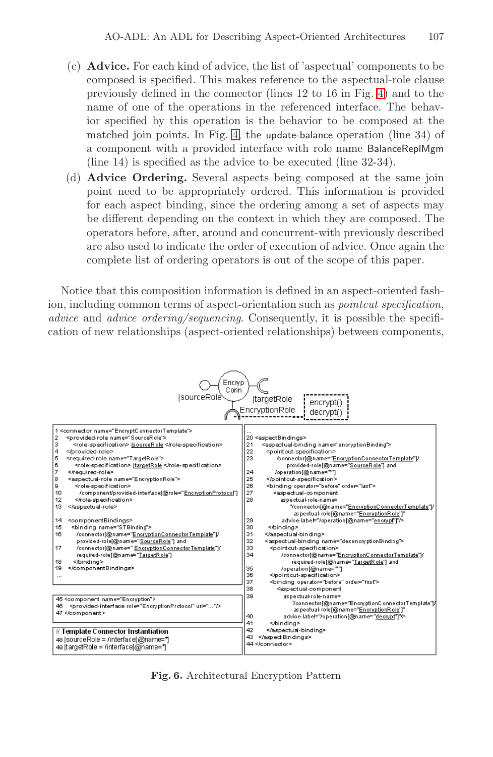(c) **Advice.** For each kind of advice, the list of 'aspectual' components to be composed is specified. This makes reference to the aspectual-role clause previously defined in the connector (lines 12 to 16 in Fig. 4) and to the name of one of the operations in the referenced interface. The behavior specified by this operation is the behavior to be composed at the matched join points. In Fig. 4, the update-balance operation (line 34) of a component with a provided interface with role name BalanceReplMgm (line 14) is specified as the advice to be executed (line 32-34).

(d) **Advice Ordering.** Several aspects being composed at the same join point need to be appropriately ordered. This information is provided for each aspect binding, since the ordering among a set of aspects may be different depending on the context in which they are composed. The operators before, after, around and concurrent-with previously described are also used to indicate the order of execution of advice. Once again the complete list of ordering operators is out of the scope of this paper.

Notice that this composition information is defined in an aspect-oriented fashion, including common terms of aspect-orientation such as *pointcut specification*, *advice* and *advice ordering/sequencing*. Consequently, it is possible the specification of new relationships (aspect-oriented relationships) between components,

Encryp Conn — |sourceRole — |targetRole — EncryptionRole — encrypt() decrypt()

```
1 <connector name="EncryptConnectorTemplate">
2   <provided-role name="SourceRole">
3     <role-specification> |sourceRole </role-specification>
4   </provided-role>
5   <required-role name="TargetRole">
6     <role-specification> |targetRole </role-specification>
7   </required-role>
8   <aspectual-role name="EncryptionRole">
9     <role-specification>
10      /component/provided-interface[@role="EncryptionProtocol"]
12    </role-specification>
13  </aspectual-role>

14  <componentBindings>
15    <binding name="STBinding">
16      /connector[@name="EncryptionConnectorTemplate"]/
        provided-role[@name="SourceRole"] and
17      /connector[@name=" EncryptionConnectorTemplate"]/
        required-role[@name="TargetRole"]
18    </binding>
19  </componentBindings>
...

45 <component name="Encryption">
46   <provided-interface role="EncryptionProtocol" uri="..."/>
47 </component>

// Template Connector Instantiation
48 |sourceRole = /interface[@name=*]
49 |targetRole = /interface[@name=*]
```

```
...
20 <aspectBindings>
21   <aspectual-binding name="encryptionBinding">
22     <pointcut-specification>
23       /connector[@name="EncryptionConnectorTemplate"]/
           provided-role[@name="SourceRole"] and
24       /operation[@name="*"]
25     </pointcut-specification>
26     <binding operator="before" order="last">
27       <aspectual-component
28         aspectual-role-name=
             "/connector[@name="EncryptionConnectorTemplate"]/
              aspectual-role[@name="EncryptionRole"]"
29         advice-label="/operation[@name="encrypt"]"/>
30     </binding>
31   </aspectual-binding>
32   <aspectual-binding name="desencryptionBinding">
33     <pointcut-specification>
34       /connector[@name="EncryptionConnectorTemplate"]/
           required-role[@name="TargetRole"] and
35       /operation[@name="*"]
36     </pointcut-specification>
37     <binding operator="before" order="first">
38       <aspectual-component
39         aspectual-role-name=
             "/connector[@name="EncryptionConnectorTemplate"]/
              aspectual-role[@name="EncryptionRole"]"
40         advice-label="/operation[@name="decrypt"]"/>
41     </binding>
42   </aspectual-binding>
43 </aspectBindings>
44 </connector>
```

**Fig. 6.** Architectural Encryption Pattern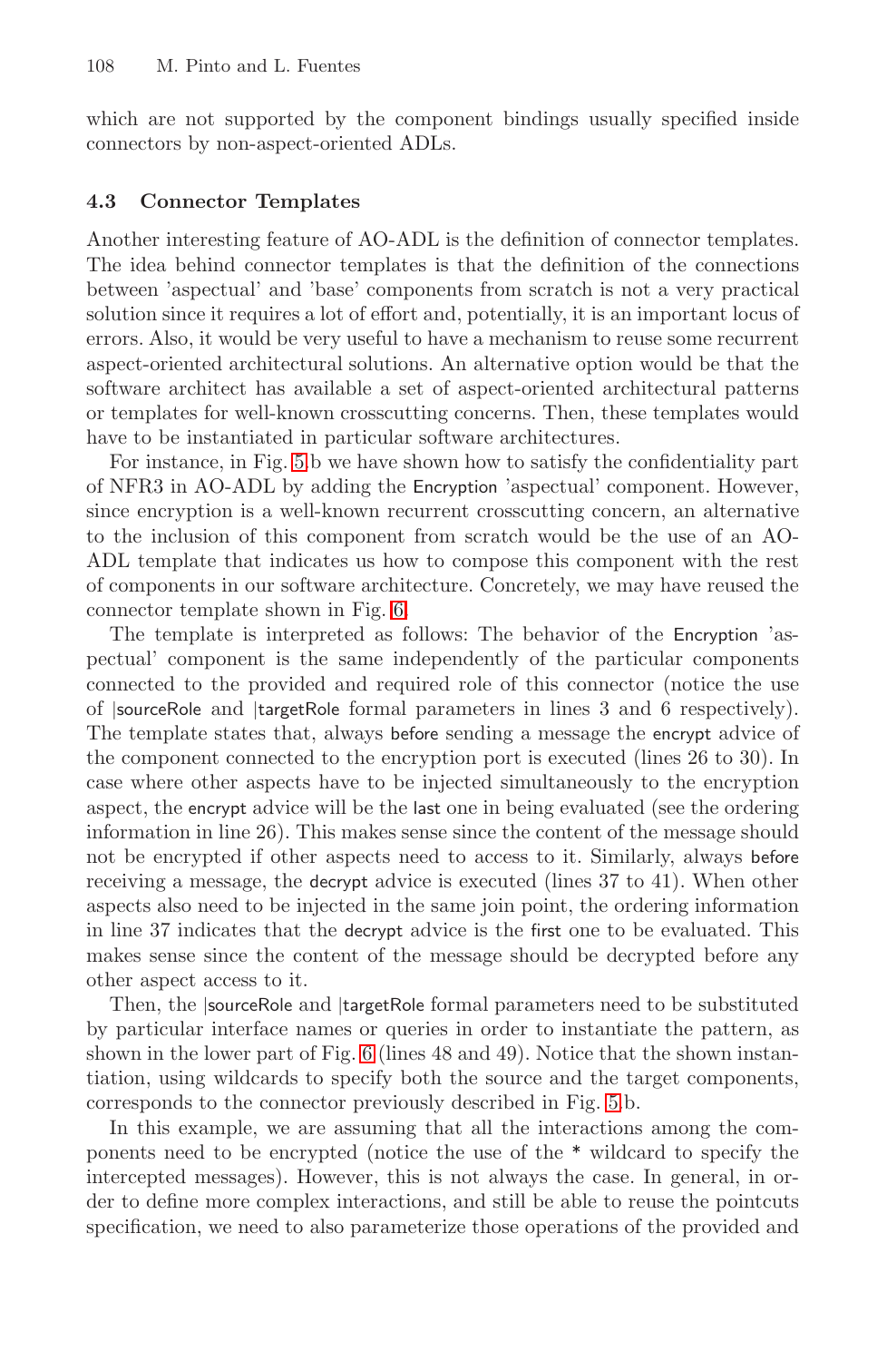which are not supported by the component bindings usually specified inside connectors by non-aspect-oriented ADLs.

### 4.3 Connector Templates

Another interesting feature of AO-ADL is the definition of connector templates. The idea behind connector templates is that the definition of the connections between 'aspectual' and 'base' components from scratch is not a very practical solution since it requires a lot of effort and, potentially, it is an important locus of errors. Also, it would be very useful to have a mechanism to reuse some recurrent aspect-oriented architectural solutions. An alternative option would be that the software architect has available a set of aspect-oriented architectural patterns or templates for well-known crosscutting concerns. Then, these templates would have to be instantiated in particular software architectures.

For instance, in Fig. 5 b we have shown how to satisfy the confidentiality part of NFR3 in AO-ADL by adding the Encryption 'aspectual' component. However, since encryption is a well-known recurrent crosscutting concern, an alternative to the inclusion of this component from scratch would be the use of an AO-ADL template that indicates us how to compose this component with the rest of components in our software architecture. Concretely, we may have reused the connector template shown in Fig. 6.

The template is interpreted as follows: The behavior of the Encryption 'aspectual' component is the same independently of the particular components connected to the provided and required role of this connector (notice the use of |sourceRole and |targetRole formal parameters in lines 3 and 6 respectively). The template states that, always before sending a message the encrypt advice of the component connected to the encryption port is executed (lines 26 to 30). In case where other aspects have to be injected simultaneously to the encryption aspect, the encrypt advice will be the last one in being evaluated (see the ordering information in line 26). This makes sense since the content of the message should not be encrypted if other aspects need to access to it. Similarly, always before receiving a message, the decrypt advice is executed (lines 37 to 41). When other aspects also need to be injected in the same join point, the ordering information in line 37 indicates that the decrypt advice is the first one to be evaluated. This makes sense since the content of the message should be decrypted before any other aspect access to it.

Then, the |sourceRole and |targetRole formal parameters need to be substituted by particular interface names or queries in order to instantiate the pattern, as shown in the lower part of Fig. 6 (lines 48 and 49). Notice that the shown instantiation, using wildcards to specify both the source and the target components, corresponds to the connector previously described in Fig. 5b.

In this example, we are assuming that all the interactions among the components need to be encrypted (notice the use of the * wildcard to specify the intercepted messages). However, this is not always the case. In general, in order to define more complex interactions, and still be able to reuse the pointcuts specification, we need to also parameterize those operations of the provided and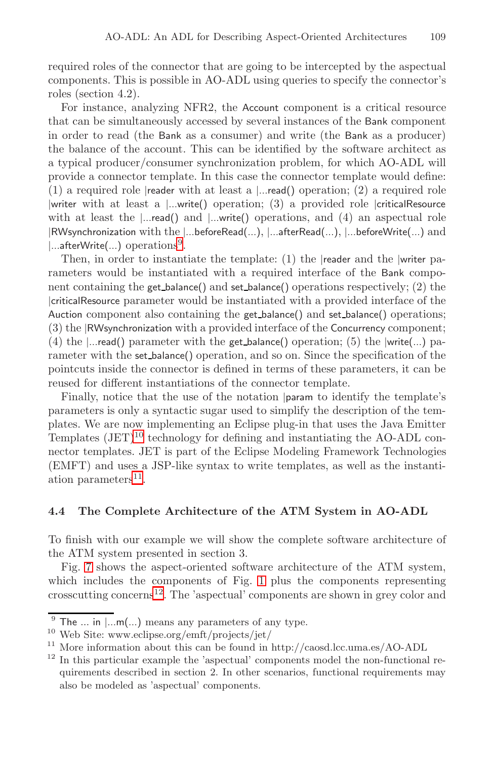required roles of the connector that are going to be intercepted by the aspectual components. This is possible in AO-ADL using queries to specify the connector's roles (section 4.2).

For instance, analyzing NFR2, the Account component is a critical resource that can be simultaneously accessed by several instances of the Bank component in order to read (the Bank as a consumer) and write (the Bank as a producer) the balance of the account. This can be identified by the software architect as a typical producer/consumer synchronization problem, for which AO-ADL will provide a connector template. In this case the connector template would define: (1) a required role |reader with at least a |...read() operation; (2) a required role |writer with at least a |...write() operation; (3) a provided role |criticalResource with at least the |...read() and |...write() operations, and (4) an aspectual role |RWsynchronization with the |...beforeRead(...), |...afterRead(...), |...beforeWrite(...) and |...afterWrite(...) operations[9].

Then, in order to instantiate the template: (1) the |reader and the |writer parameters would be instantiated with a required interface of the Bank component containing the get_balance() and set_balance() operations respectively; (2) the |criticalResource parameter would be instantiated with a provided interface of the Auction component also containing the get_balance() and set_balance() operations; (3) the |RWsynchronization with a provided interface of the Concurrency component; (4) the |...read() parameter with the get_balance() operation; (5) the |write(...) parameter with the set_balance() operation, and so on. Since the specification of the pointcuts inside the connector is defined in terms of these parameters, it can be reused for different instantiations of the connector template.

Finally, notice that the use of the notation |param to identify the template's parameters is only a syntactic sugar used to simplify the description of the templates. We are now implementing an Eclipse plug-in that uses the Java Emitter Templates (JET)[10] technology for defining and instantiating the AO-ADL connector templates. JET is part of the Eclipse Modeling Framework Technologies (EMFT) and uses a JSP-like syntax to write templates, as well as the instantiation parameters[11].

### 4.4 The Complete Architecture of the ATM System in AO-ADL

To finish with our example we will show the complete software architecture of the ATM system presented in section 3.

Fig. 7 shows the aspect-oriented software architecture of the ATM system, which includes the components of Fig. 1 plus the components representing crosscutting concerns[12]. The 'aspectual' components are shown in grey color and

---

[9] The ... in |...m(...) means any parameters of any type.

[10] Web Site: www.eclipse.org/emft/projects/jet/

[11] More information about this can be found in http://caosd.lcc.uma.es/AO-ADL

[12] In this particular example the 'aspectual' components model the non-functional requirements described in section 2. In other scenarios, functional requirements may also be modeled as 'aspectual' components.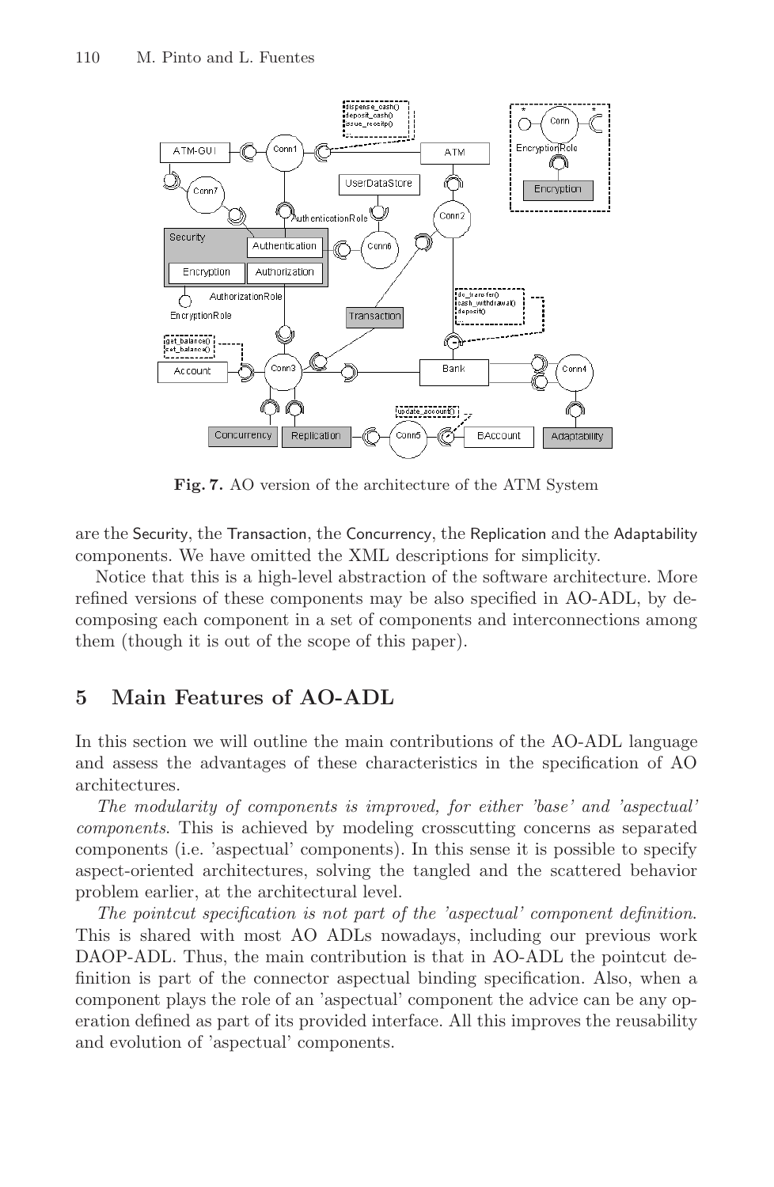**Fig. 7.** AO version of the architecture of the ATM System

are the Security, the Transaction, the Concurrency, the Replication and the Adaptability components. We have omitted the XML descriptions for simplicity.

Notice that this is a high-level abstraction of the software architecture. More refined versions of these components may be also specified in AO-ADL, by decomposing each component in a set of components and interconnections among them (though it is out of the scope of this paper).

## 5 Main Features of AO-ADL

In this section we will outline the main contributions of the AO-ADL language and assess the advantages of these characteristics in the specification of AO architectures.

*The modularity of components is improved, for either 'base' and 'aspectual' components.* This is achieved by modeling crosscutting concerns as separated components (i.e. 'aspectual' components). In this sense it is possible to specify aspect-oriented architectures, solving the tangled and the scattered behavior problem earlier, at the architectural level.

*The pointcut specification is not part of the 'aspectual' component definition.* This is shared with most AO ADLs nowadays, including our previous work DAOP-ADL. Thus, the main contribution is that in AO-ADL the pointcut definition is part of the connector aspectual binding specification. Also, when a component plays the role of an 'aspectual' component the advice can be any operation defined as part of its provided interface. All this improves the reusability and evolution of 'aspectual' components.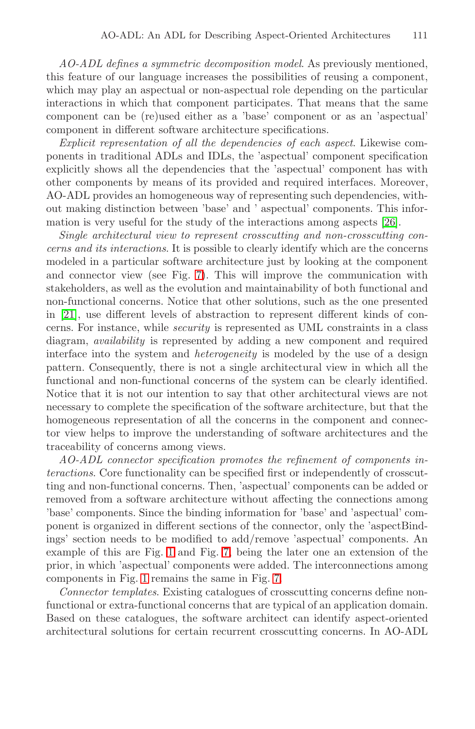*AO-ADL defines a symmetric decomposition model*. As previously mentioned, this feature of our language increases the possibilities of reusing a component, which may play an aspectual or non-aspectual role depending on the particular interactions in which that component participates. That means that the same component can be (re)used either as a 'base' component or as an 'aspectual' component in different software architecture specifications.

*Explicit representation of all the dependencies of each aspect*. Likewise components in traditional ADLs and IDLs, the 'aspectual' component specification explicitly shows all the dependencies that the 'aspectual' component has with other components by means of its provided and required interfaces. Moreover, AO-ADL provides an homogeneous way of representing such dependencies, without making distinction between 'base' and ' aspectual' components. This information is very useful for the study of the interactions among aspects [26].

*Single architectural view to represent crosscutting and non-crosscutting concerns and its interactions*. It is possible to clearly identify which are the concerns modeled in a particular software architecture just by looking at the component and connector view (see Fig. 7). This will improve the communication with stakeholders, as well as the evolution and maintainability of both functional and non-functional concerns. Notice that other solutions, such as the one presented in [21], use different levels of abstraction to represent different kinds of concerns. For instance, while *security* is represented as UML constraints in a class diagram, *availability* is represented by adding a new component and required interface into the system and *heterogeneity* is modeled by the use of a design pattern. Consequently, there is not a single architectural view in which all the functional and non-functional concerns of the system can be clearly identified. Notice that it is not our intention to say that other architectural views are not necessary to complete the specification of the software architecture, but that the homogeneous representation of all the concerns in the component and connector view helps to improve the understanding of software architectures and the traceability of concerns among views.

*AO-ADL connector specification promotes the refinement of components interactions*. Core functionality can be specified first or independently of crosscutting and non-functional concerns. Then, 'aspectual' components can be added or removed from a software architecture without affecting the connections among 'base' components. Since the binding information for 'base' and 'aspectual' component is organized in different sections of the connector, only the 'aspectBindings' section needs to be modified to add/remove 'aspectual' components. An example of this are Fig. 1 and Fig. 7, being the later one an extension of the prior, in which 'aspectual' components were added. The interconnections among components in Fig. 1 remains the same in Fig. 7.

*Connector templates*. Existing catalogues of crosscutting concerns define non-functional or extra-functional concerns that are typical of an application domain. Based on these catalogues, the software architect can identify aspect-oriented architectural solutions for certain recurrent crosscutting concerns. In AO-ADL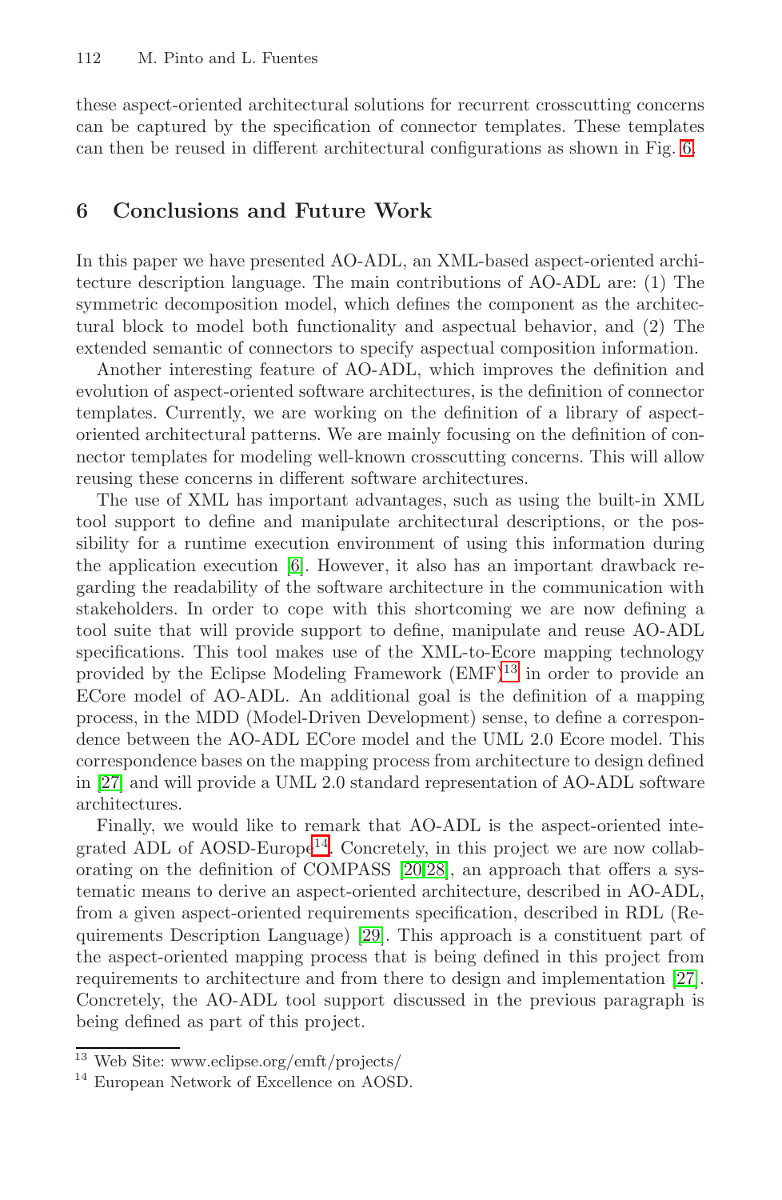these aspect-oriented architectural solutions for recurrent crosscutting concerns can be captured by the specification of connector templates. These templates can then be reused in different architectural configurations as shown in Fig. 6.

## 6 Conclusions and Future Work

In this paper we have presented AO-ADL, an XML-based aspect-oriented architecture description language. The main contributions of AO-ADL are: (1) The symmetric decomposition model, which defines the component as the architectural block to model both functionality and aspectual behavior, and (2) The extended semantic of connectors to specify aspectual composition information.

Another interesting feature of AO-ADL, which improves the definition and evolution of aspect-oriented software architectures, is the definition of connector templates. Currently, we are working on the definition of a library of aspect-oriented architectural patterns. We are mainly focusing on the definition of connector templates for modeling well-known crosscutting concerns. This will allow reusing these concerns in different software architectures.

The use of XML has important advantages, such as using the built-in XML tool support to define and manipulate architectural descriptions, or the possibility for a runtime execution environment of using this information during the application execution [6]. However, it also has an important drawback regarding the readability of the software architecture in the communication with stakeholders. In order to cope with this shortcoming we are now defining a tool suite that will provide support to define, manipulate and reuse AO-ADL specifications. This tool makes use of the XML-to-Ecore mapping technology provided by the Eclipse Modeling Framework (EMF)[13] in order to provide an ECore model of AO-ADL. An additional goal is the definition of a mapping process, in the MDD (Model-Driven Development) sense, to define a correspondence between the AO-ADL ECore model and the UML 2.0 Ecore model. This correspondence bases on the mapping process from architecture to design defined in [27] and will provide a UML 2.0 standard representation of AO-ADL software architectures.

Finally, we would like to remark that AO-ADL is the aspect-oriented integrated ADL of AOSD-Europe[14]. Concretely, in this project we are now collaborating on the definition of COMPASS [20,28], an approach that offers a systematic means to derive an aspect-oriented architecture, described in AO-ADL, from a given aspect-oriented requirements specification, described in RDL (Requirements Description Language) [29]. This approach is a constituent part of the aspect-oriented mapping process that is being defined in this project from requirements to architecture and from there to design and implementation [27]. Concretely, the AO-ADL tool support discussed in the previous paragraph is being defined as part of this project.

---

[13] Web Site: www.eclipse.org/emft/projects/

[14] European Network of Excellence on AOSD.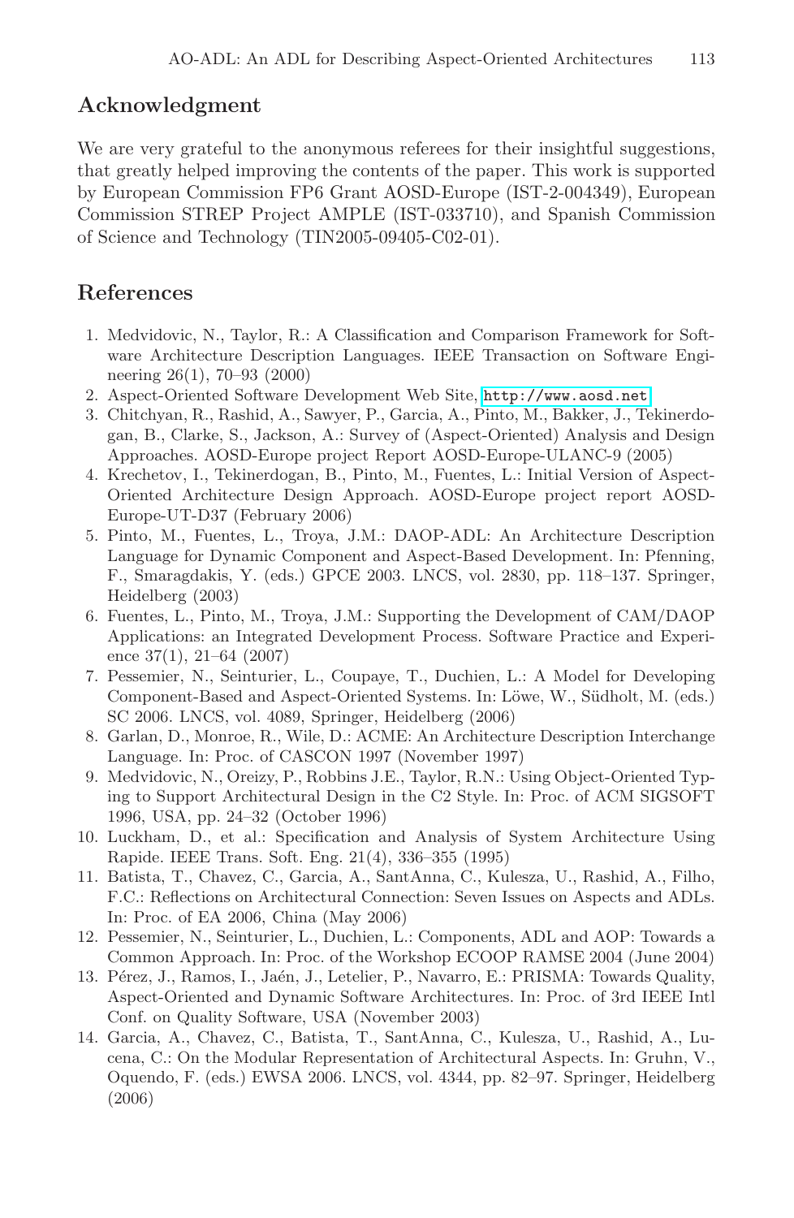## Acknowledgment

We are very grateful to the anonymous referees for their insightful suggestions, that greatly helped improving the contents of the paper. This work is supported by European Commission FP6 Grant AOSD-Europe (IST-2-004349), European Commission STREP Project AMPLE (IST-033710), and Spanish Commission of Science and Technology (TIN2005-09405-C02-01).

## References

1. Medvidovic, N., Taylor, R.: A Classification and Comparison Framework for Software Architecture Description Languages. IEEE Transaction on Software Engineering 26(1), 70–93 (2000)
2. Aspect-Oriented Software Development Web Site, http://www.aosd.net
3. Chitchyan, R., Rashid, A., Sawyer, P., Garcia, A., Pinto, M., Bakker, J., Tekinerdogan, B., Clarke, S., Jackson, A.: Survey of (Aspect-Oriented) Analysis and Design Approaches. AOSD-Europe project Report AOSD-Europe-ULANC-9 (2005)
4. Krechetov, I., Tekinerdogan, B., Pinto, M., Fuentes, L.: Initial Version of Aspect-Oriented Architecture Design Approach. AOSD-Europe project report AOSD-Europe-UT-D37 (February 2006)
5. Pinto, M., Fuentes, L., Troya, J.M.: DAOP-ADL: An Architecture Description Language for Dynamic Component and Aspect-Based Development. In: Pfenning, F., Smaragdakis, Y. (eds.) GPCE 2003. LNCS, vol. 2830, pp. 118–137. Springer, Heidelberg (2003)
6. Fuentes, L., Pinto, M., Troya, J.M.: Supporting the Development of CAM/DAOP Applications: an Integrated Development Process. Software Practice and Experience 37(1), 21–64 (2007)
7. Pessemier, N., Seinturier, L., Coupaye, T., Duchien, L.: A Model for Developing Component-Based and Aspect-Oriented Systems. In: Löwe, W., Südholt, M. (eds.) SC 2006. LNCS, vol. 4089, Springer, Heidelberg (2006)
8. Garlan, D., Monroe, R., Wile, D.: ACME: An Architecture Description Interchange Language. In: Proc. of CASCON 1997 (November 1997)
9. Medvidovic, N., Oreizy, P., Robbins J.E., Taylor, R.N.: Using Object-Oriented Typing to Support Architectural Design in the C2 Style. In: Proc. of ACM SIGSOFT 1996, USA, pp. 24–32 (October 1996)
10. Luckham, D., et al.: Specification and Analysis of System Architecture Using Rapide. IEEE Trans. Soft. Eng. 21(4), 336–355 (1995)
11. Batista, T., Chavez, C., Garcia, A., SantAnna, C., Kulesza, U., Rashid, A., Filho, F.C.: Reflections on Architectural Connection: Seven Issues on Aspects and ADLs. In: Proc. of EA 2006, China (May 2006)
12. Pessemier, N., Seinturier, L., Duchien, L.: Components, ADL and AOP: Towards a Common Approach. In: Proc. of the Workshop ECOOP RAMSE 2004 (June 2004)
13. Pérez, J., Ramos, I., Jaén, J., Letelier, P., Navarro, E.: PRISMA: Towards Quality, Aspect-Oriented and Dynamic Software Architectures. In: Proc. of 3rd IEEE Intl Conf. on Quality Software, USA (November 2003)
14. Garcia, A., Chavez, C., Batista, T., SantAnna, C., Kulesza, U., Rashid, A., Lucena, C.: On the Modular Representation of Architectural Aspects. In: Gruhn, V., Oquendo, F. (eds.) EWSA 2006. LNCS, vol. 4344, pp. 82–97. Springer, Heidelberg (2006)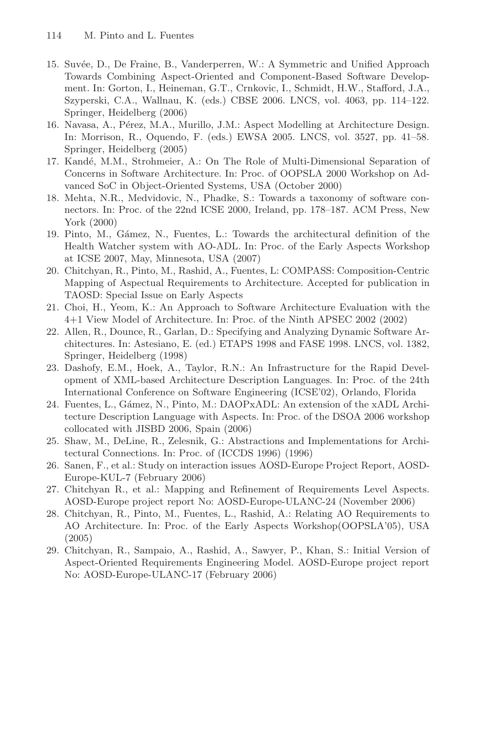15. Suvée, D., De Fraine, B., Vanderperren, W.: A Symmetric and Unified Approach Towards Combining Aspect-Oriented and Component-Based Software Development. In: Gorton, I., Heineman, G.T., Crnkovic, I., Schmidt, H.W., Stafford, J.A., Szyperski, C.A., Wallnau, K. (eds.) CBSE 2006. LNCS, vol. 4063, pp. 114–122. Springer, Heidelberg (2006)
16. Navasa, A., Pérez, M.A., Murillo, J.M.: Aspect Modelling at Architecture Design. In: Morrison, R., Oquendo, F. (eds.) EWSA 2005. LNCS, vol. 3527, pp. 41–58. Springer, Heidelberg (2005)
17. Kandé, M.M., Strohmeier, A.: On The Role of Multi-Dimensional Separation of Concerns in Software Architecture. In: Proc. of OOPSLA 2000 Workshop on Advanced SoC in Object-Oriented Systems, USA (October 2000)
18. Mehta, N.R., Medvidovic, N., Phadke, S.: Towards a taxonomy of software connectors. In: Proc. of the 22nd ICSE 2000, Ireland, pp. 178–187. ACM Press, New York (2000)
19. Pinto, M., Gámez, N., Fuentes, L.: Towards the architectural definition of the Health Watcher system with AO-ADL. In: Proc. of the Early Aspects Workshop at ICSE 2007, May, Minnesota, USA (2007)
20. Chitchyan, R., Pinto, M., Rashid, A., Fuentes, L: COMPASS: Composition-Centric Mapping of Aspectual Requirements to Architecture. Accepted for publication in TAOSD: Special Issue on Early Aspects
21. Choi, H., Yeom, K.: An Approach to Software Architecture Evaluation with the 4+1 View Model of Architecture. In: Proc. of the Ninth APSEC 2002 (2002)
22. Allen, R., Dounce, R., Garlan, D.: Specifying and Analyzing Dynamic Software Architectures. In: Astesiano, E. (ed.) ETAPS 1998 and FASE 1998. LNCS, vol. 1382, Springer, Heidelberg (1998)
23. Dashofy, E.M., Hoek, A., Taylor, R.N.: An Infrastructure for the Rapid Development of XML-based Architecture Description Languages. In: Proc. of the 24th International Conference on Software Engineering (ICSE'02), Orlando, Florida
24. Fuentes, L., Gámez, N., Pinto, M.: DAOPxADL: An extension of the xADL Architecture Description Language with Aspects. In: Proc. of the DSOA 2006 workshop collocated with JISBD 2006, Spain (2006)
25. Shaw, M., DeLine, R., Zelesnik, G.: Abstractions and Implementations for Architectural Connections. In: Proc. of (ICCDS 1996) (1996)
26. Sanen, F., et al.: Study on interaction issues AOSD-Europe Project Report, AOSD-Europe-KUL-7 (February 2006)
27. Chitchyan R., et al.: Mapping and Refinement of Requirements Level Aspects. AOSD-Europe project report No: AOSD-Europe-ULANC-24 (November 2006)
28. Chitchyan, R., Pinto, M., Fuentes, L., Rashid, A.: Relating AO Requirements to AO Architecture. In: Proc. of the Early Aspects Workshop(OOPSLA'05), USA (2005)
29. Chitchyan, R., Sampaio, A., Rashid, A., Sawyer, P., Khan, S.: Initial Version of Aspect-Oriented Requirements Engineering Model. AOSD-Europe project report No: AOSD-Europe-ULANC-17 (February 2006)